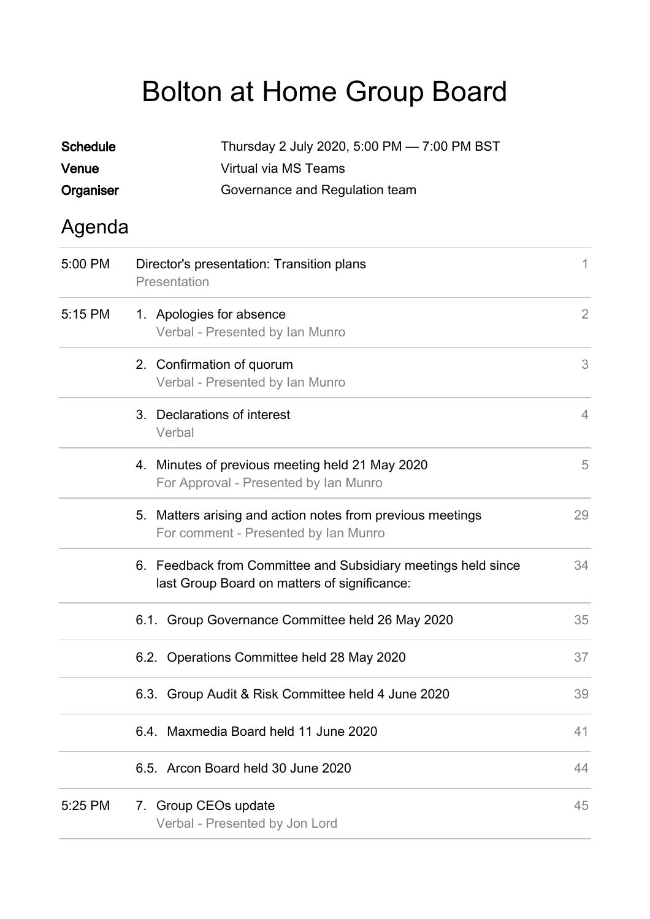# Bolton at Home Group Board

**Schedule** Thursday 2 July 2020, 5:00 PM — 7:00 PM BST
**Venue** Virtual via MS Teams
**Organiser** Governance and Regulation team

## Agenda

| | | |
|---|---|---|
| 5:00 PM | Director's presentation: Transition plans<br>Presentation | 1 |
| 5:15 PM | 1. Apologies for absence<br>Verbal - Presented by Ian Munro | 2 |
| | 2. Confirmation of quorum<br>Verbal - Presented by Ian Munro | 3 |
| | 3. Declarations of interest<br>Verbal | 4 |
| | 4. Minutes of previous meeting held 21 May 2020<br>For Approval - Presented by Ian Munro | 5 |
| | 5. Matters arising and action notes from previous meetings<br>For comment - Presented by Ian Munro | 29 |
| | 6. Feedback from Committee and Subsidiary meetings held since last Group Board on matters of significance: | 34 |
| | 6.1. Group Governance Committee held 26 May 2020 | 35 |
| | 6.2. Operations Committee held 28 May 2020 | 37 |
| | 6.3. Group Audit & Risk Committee held 4 June 2020 | 39 |
| | 6.4. Maxmedia Board held 11 June 2020 | 41 |
| | 6.5. Arcon Board held 30 June 2020 | 44 |
| 5:25 PM | 7. Group CEOs update<br>Verbal - Presented by Jon Lord | 45 |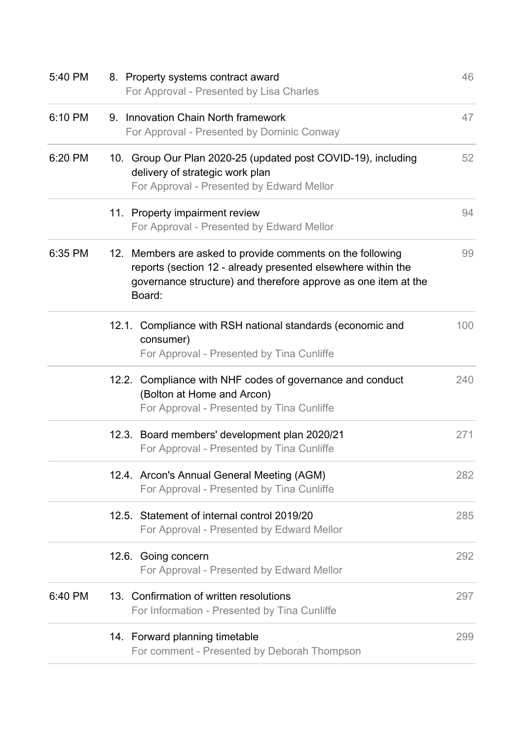| Time | Item | Page |
| --- | --- | --- |
| 5:40 PM | 8. Property systems contract award<br>For Approval - Presented by Lisa Charles | 46 |
| 6:10 PM | 9. Innovation Chain North framework<br>For Approval - Presented by Dominic Conway | 47 |
| 6:20 PM | 10. Group Our Plan 2020-25 (updated post COVID-19), including delivery of strategic work plan<br>For Approval - Presented by Edward Mellor | 52 |
| | 11. Property impairment review<br>For Approval - Presented by Edward Mellor | 94 |
| 6:35 PM | 12. Members are asked to provide comments on the following reports (section 12 - already presented elsewhere within the governance structure) and therefore approve as one item at the Board: | 99 |
| | 12.1. Compliance with RSH national standards (economic and consumer)<br>For Approval - Presented by Tina Cunliffe | 100 |
| | 12.2. Compliance with NHF codes of governance and conduct (Bolton at Home and Arcon)<br>For Approval - Presented by Tina Cunliffe | 240 |
| | 12.3. Board members' development plan 2020/21<br>For Approval - Presented by Tina Cunliffe | 271 |
| | 12.4. Arcon's Annual General Meeting (AGM)<br>For Approval - Presented by Tina Cunliffe | 282 |
| | 12.5. Statement of internal control 2019/20<br>For Approval - Presented by Edward Mellor | 285 |
| | 12.6. Going concern<br>For Approval - Presented by Edward Mellor | 292 |
| 6:40 PM | 13. Confirmation of written resolutions<br>For Information - Presented by Tina Cunliffe | 297 |
| | 14. Forward planning timetable<br>For comment - Presented by Deborah Thompson | 299 |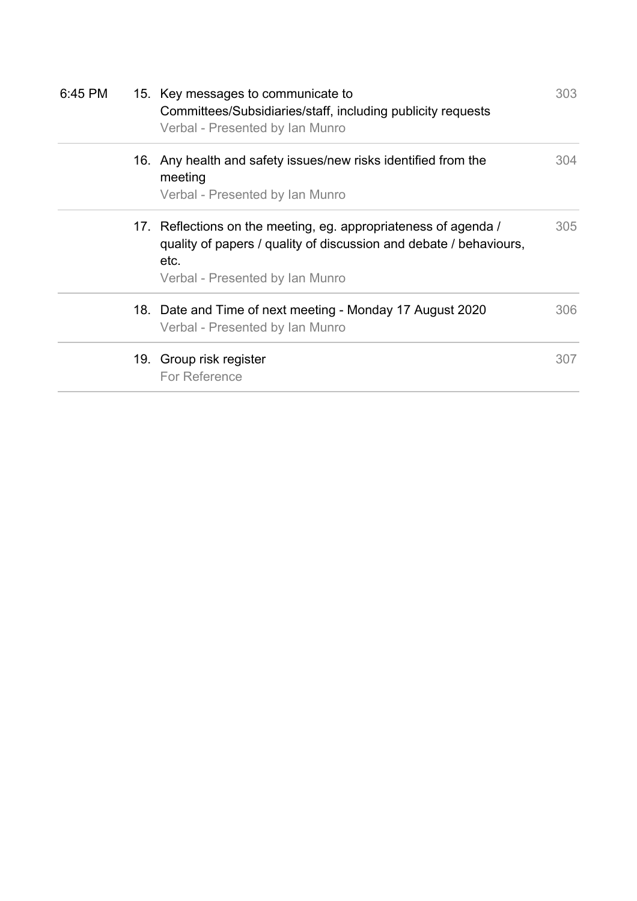| | | | |
|---|---|---|---|
| 6:45 PM | 15. | Key messages to communicate to Committees/Subsidiaries/staff, including publicity requests<br>Verbal - Presented by Ian Munro | 303 |
| | 16. | Any health and safety issues/new risks identified from the meeting<br>Verbal - Presented by Ian Munro | 304 |
| | 17. | Reflections on the meeting, eg. appropriateness of agenda / quality of papers / quality of discussion and debate / behaviours, etc.<br>Verbal - Presented by Ian Munro | 305 |
| | 18. | Date and Time of next meeting - Monday 17 August 2020<br>Verbal - Presented by Ian Munro | 306 |
| | 19. | Group risk register<br>For Reference | 307 |